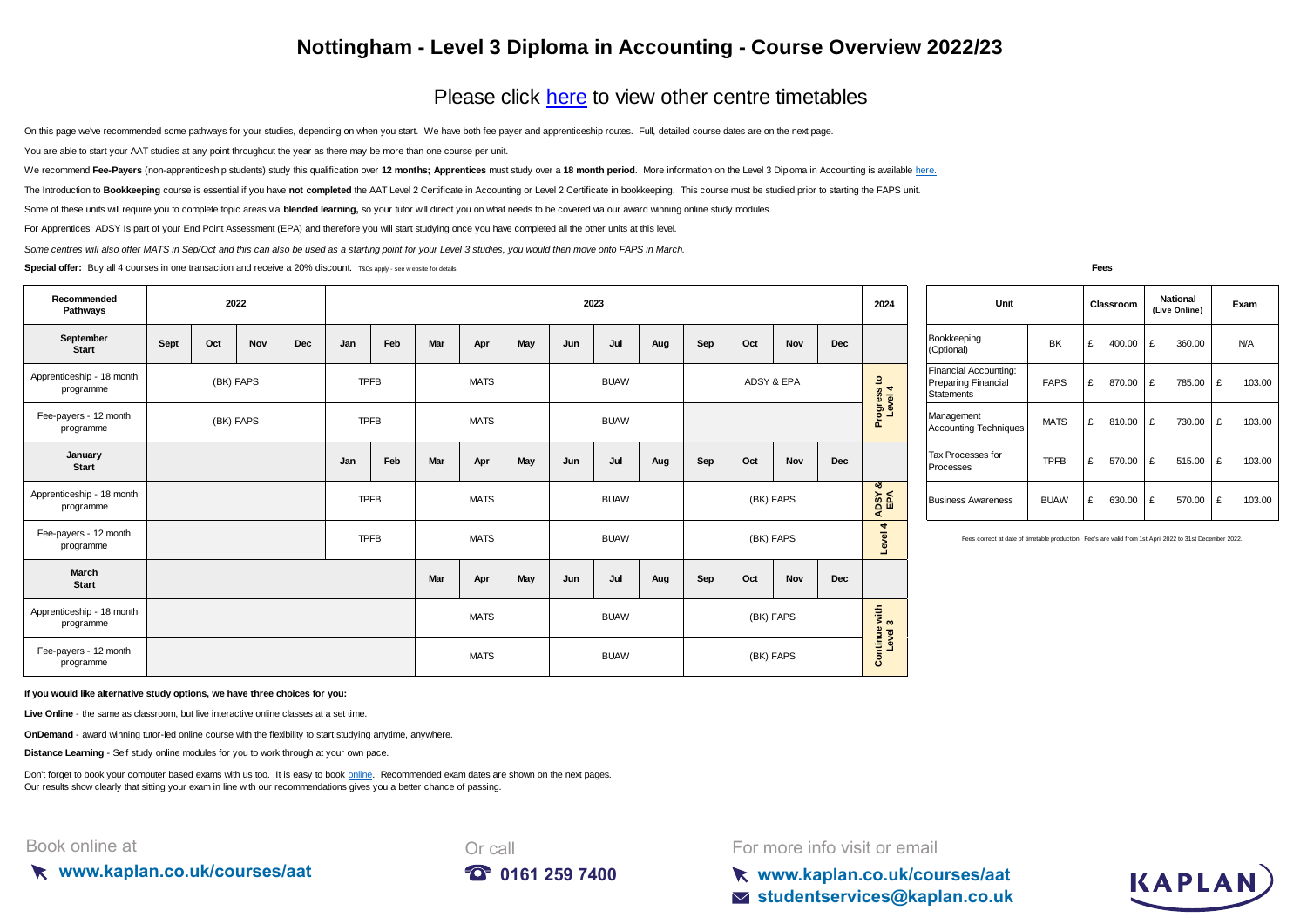# Nottingham - Level 3 Diploma in Accounting - Course Overview 2022/23

## Please click here to view other centre timetables

On this page we've recommended some pathways for your studies, depending on when you start. We have both fee payer and apprenticeship routes. Full, detailed course dates are on the next page.

You are able to start your AAT studies at any point throughout the year as there may be more than one course per unit.

We recommend **Fee-Payers** (non-apprenticeship students) study this qualification over **12 months; Apprentices** must study over a **18 month period**. More information on the Level 3 Diploma in Accounting is available here.

The Introduction to **Bookkeeping** course is essential if you have **not completed** the AAT Level 2 Certificate in Accounting or Level 2 Certificate in bookkeeping. This course must be studied prior to starting the FAPS unit.

Some of these units will require you to complete topic areas via **blended learning,** so your tutor will direct you on what needs to be covered via our award winning online study modules.

For Apprentices, ADSY Is part of your End Point Assessment (EPA) and therefore you will start studying once you have completed all the other units at this level.

*Some centres will also offer MATS in Sep/Oct and this can also be used as a starting point for your Level 3 studies, you would then move onto FAPS in March.*

**Special offer:** Buy all 4 courses in one transaction and receive a 20% discount. T&Cs apply - see website for details

| Recommended Pathways | 2022 | | | | 2023 | | | | | | | | | | | | 2024 |
|---|---|---|---|---|---|---|---|---|---|---|---|---|---|---|---|---|---|
| **September Start** | Sept | Oct | Nov | Dec | Jan | Feb | Mar | Apr | May | Jun | Jul | Aug | Sep | Oct | Nov | Dec | |
| Apprenticeship - 18 month programme | (BK) FAPS | | | | TPFB | | MATS | | | BUAW | | | ADSY & EPA | | | | Progress to Level 4 |
| Fee-payers - 12 month programme | (BK) FAPS | | | | TPFB | | MATS | | | BUAW | | | | | | | Progress to Level 4 |
| **January Start** | | | | | Jan | Feb | Mar | Apr | May | Jun | Jul | Aug | Sep | Oct | Nov | Dec | |
| Apprenticeship - 18 month programme | | | | | TPFB | | MATS | | | BUAW | | | (BK) FAPS | | | | ADSY & EPA |
| Fee-payers - 12 month programme | | | | | TPFB | | MATS | | | BUAW | | | (BK) FAPS | | | | Level 4 |
| **March Start** | | | | | | | Mar | Apr | May | Jun | Jul | Aug | Sep | Oct | Nov | Dec | |
| Apprenticeship - 18 month programme | | | | | | | MATS | | | BUAW | | | (BK) FAPS | | | | Continue with Level 3 |
| Fee-payers - 12 month programme | | | | | | | MATS | | | BUAW | | | (BK) FAPS | | | | Continue with Level 3 |

**Fees**

| Unit | | Classroom | National (Live Online) | Exam |
|---|---|---|---|---|
| Bookkeeping (Optional) | BK | £ 400.00 | £ 360.00 | N/A |
| Financial Accounting: Preparing Financial Statements | FAPS | £ 870.00 | £ 785.00 | £ 103.00 |
| Management Accounting Techniques | MATS | £ 810.00 | £ 730.00 | £ 103.00 |
| Tax Processes for Processes | TPFB | £ 570.00 | £ 515.00 | £ 103.00 |
| Business Awareness | BUAW | £ 630.00 | £ 570.00 | £ 103.00 |

Fees correct at date of timetable production. Fee's are valid from 1st April 2022 to 31st December 2022.

**If you would like alternative study options, we have three choices for you:**

**Live Online** - the same as classroom, but live interactive online classes at a set time.

**OnDemand** - award winning tutor-led online course with the flexibility to start studying anytime, anywhere.

**Distance Learning** - Self study online modules for you to work through at your own pace.

Don't forget to book your computer based exams with us too. It is easy to book online. Recommended exam dates are shown on the next pages.
Our results show clearly that sitting your exam in line with our recommendations gives you a better chance of passing.

Book online at **www.kaplan.co.uk/courses/aat**

Or call **0161 259 7400**

For more info visit or email **www.kaplan.co.uk/courses/aat** **studentservices@kaplan.co.uk**

KAPLAN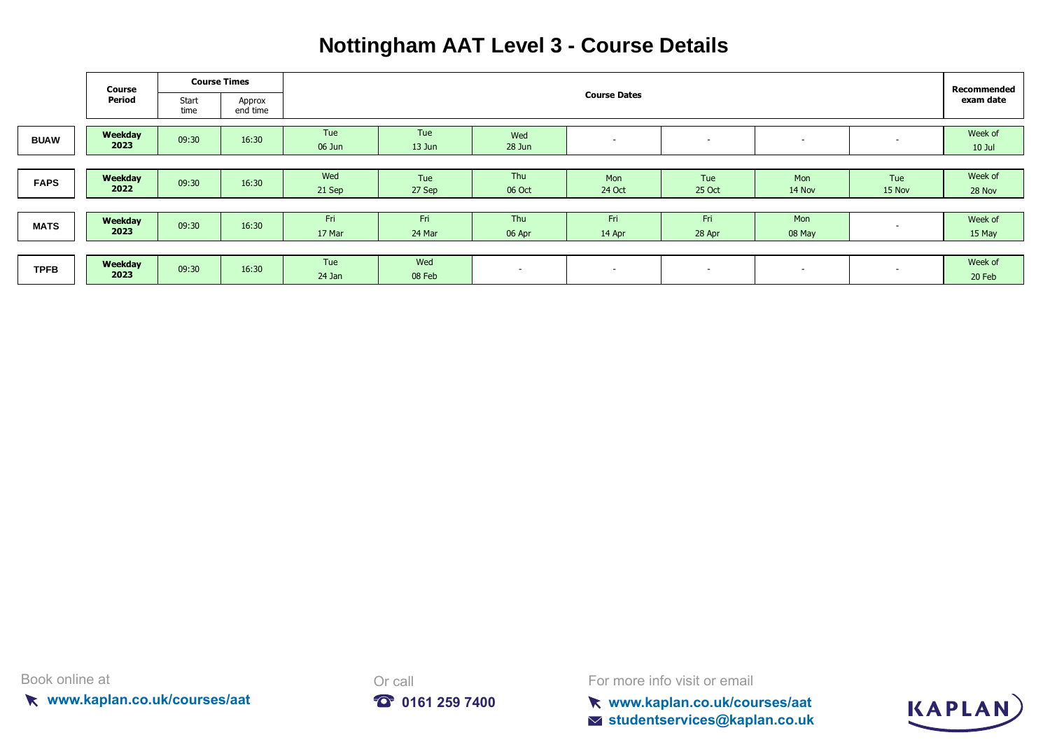# Nottingham AAT Level 3 - Course Details

| | Course Period | Course Times | | Course Dates | | | | | | | Recommended exam date |
|---|---|---|---|---|---|---|---|---|---|---|---|
| | | Start time | Approx end time | | | | | | | | |
| **BUAW** | **Weekday 2023** | 09:30 | 16:30 | Tue 06 Jun | Tue 13 Jun | Wed 28 Jun | - | - | - | - | Week of 10 Jul |
| **FAPS** | **Weekday 2022** | 09:30 | 16:30 | Wed 21 Sep | Tue 27 Sep | Thu 06 Oct | Mon 24 Oct | Tue 25 Oct | Mon 14 Nov | Tue 15 Nov | Week of 28 Nov |
| **MATS** | **Weekday 2023** | 09:30 | 16:30 | Fri 17 Mar | Fri 24 Mar | Thu 06 Apr | Fri 14 Apr | Fri 28 Apr | Mon 08 May | - | Week of 15 May |
| **TPFB** | **Weekday 2023** | 09:30 | 16:30 | Tue 24 Jan | Wed 08 Feb | - | - | - | - | - | Week of 20 Feb |

Book online at
**www.kaplan.co.uk/courses/aat**

Or call
**0161 259 7400**

For more info visit or email
**www.kaplan.co.uk/courses/aat**
**studentservices@kaplan.co.uk**

KAPLAN